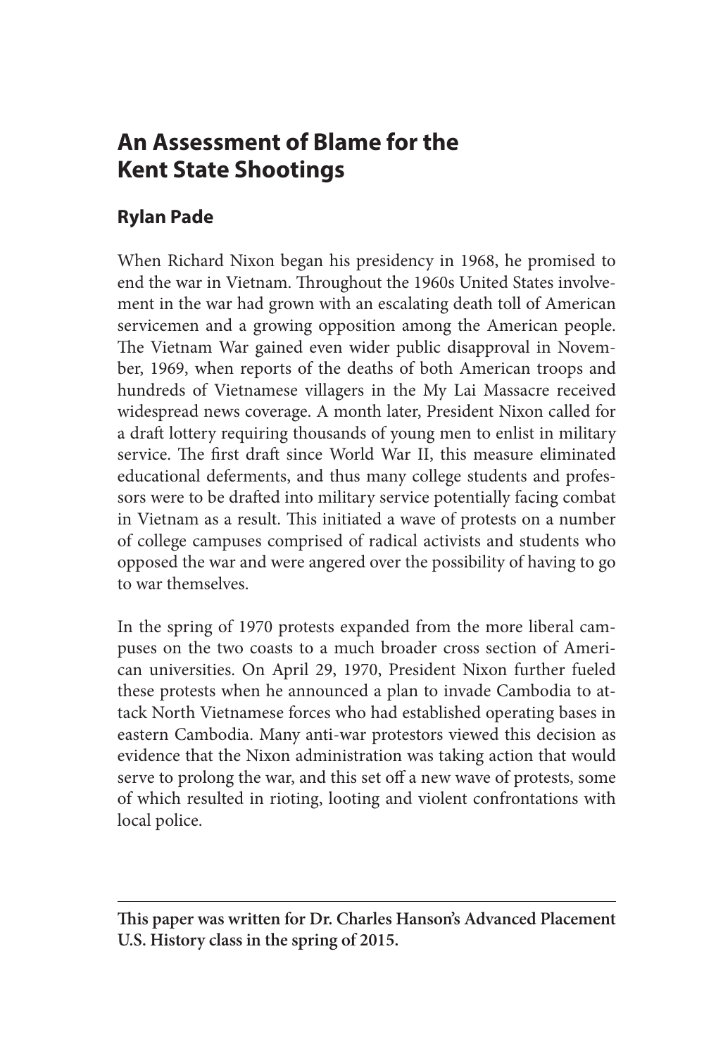# An Assessment of Blame for the Kent State Shootings

## Rylan Pade

When Richard Nixon began his presidency in 1968, he promised to end the war in Vietnam. Throughout the 1960s United States involvement in the war had grown with an escalating death toll of American servicemen and a growing opposition among the American people. The Vietnam War gained even wider public disapproval in November, 1969, when reports of the deaths of both American troops and hundreds of Vietnamese villagers in the My Lai Massacre received widespread news coverage. A month later, President Nixon called for a draft lottery requiring thousands of young men to enlist in military service. The first draft since World War II, this measure eliminated educational deferments, and thus many college students and professors were to be drafted into military service potentially facing combat in Vietnam as a result. This initiated a wave of protests on a number of college campuses comprised of radical activists and students who opposed the war and were angered over the possibility of having to go to war themselves.

In the spring of 1970 protests expanded from the more liberal campuses on the two coasts to a much broader cross section of American universities. On April 29, 1970, President Nixon further fueled these protests when he announced a plan to invade Cambodia to attack North Vietnamese forces who had established operating bases in eastern Cambodia. Many anti-war protestors viewed this decision as evidence that the Nixon administration was taking action that would serve to prolong the war, and this set off a new wave of protests, some of which resulted in rioting, looting and violent confrontations with local police.

---

**This paper was written for Dr. Charles Hanson's Advanced Placement U.S. History class in the spring of 2015.**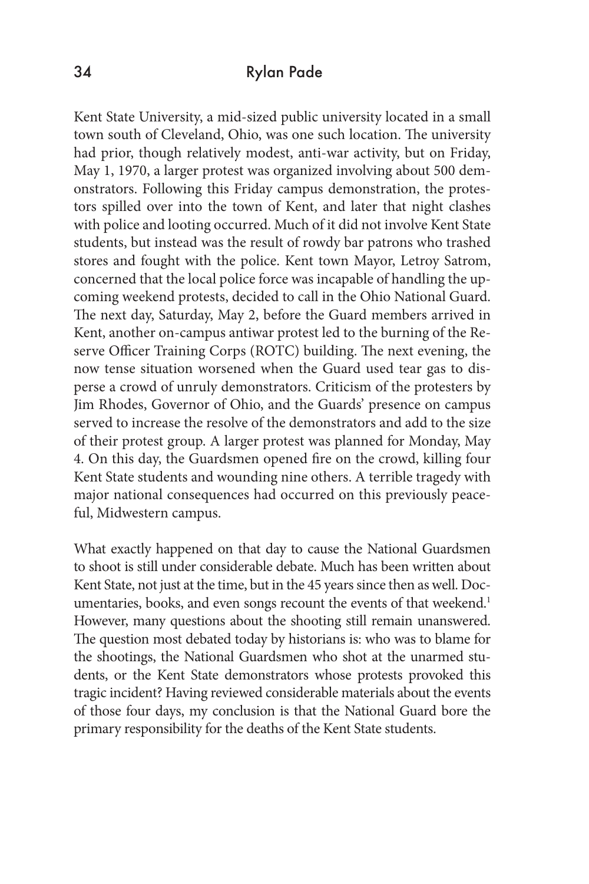Kent State University, a mid-sized public university located in a small town south of Cleveland, Ohio, was one such location. The university had prior, though relatively modest, anti-war activity, but on Friday, May 1, 1970, a larger protest was organized involving about 500 demonstrators. Following this Friday campus demonstration, the protestors spilled over into the town of Kent, and later that night clashes with police and looting occurred. Much of it did not involve Kent State students, but instead was the result of rowdy bar patrons who trashed stores and fought with the police. Kent town Mayor, Letroy Satrom, concerned that the local police force was incapable of handling the upcoming weekend protests, decided to call in the Ohio National Guard. The next day, Saturday, May 2, before the Guard members arrived in Kent, another on-campus antiwar protest led to the burning of the Reserve Officer Training Corps (ROTC) building. The next evening, the now tense situation worsened when the Guard used tear gas to disperse a crowd of unruly demonstrators. Criticism of the protesters by Jim Rhodes, Governor of Ohio, and the Guards' presence on campus served to increase the resolve of the demonstrators and add to the size of their protest group. A larger protest was planned for Monday, May 4. On this day, the Guardsmen opened fire on the crowd, killing four Kent State students and wounding nine others. A terrible tragedy with major national consequences had occurred on this previously peaceful, Midwestern campus.

What exactly happened on that day to cause the National Guardsmen to shoot is still under considerable debate. Much has been written about Kent State, not just at the time, but in the 45 years since then as well. Documentaries, books, and even songs recount the events of that weekend.[1] However, many questions about the shooting still remain unanswered. The question most debated today by historians is: who was to blame for the shootings, the National Guardsmen who shot at the unarmed students, or the Kent State demonstrators whose protests provoked this tragic incident? Having reviewed considerable materials about the events of those four days, my conclusion is that the National Guard bore the primary responsibility for the deaths of the Kent State students.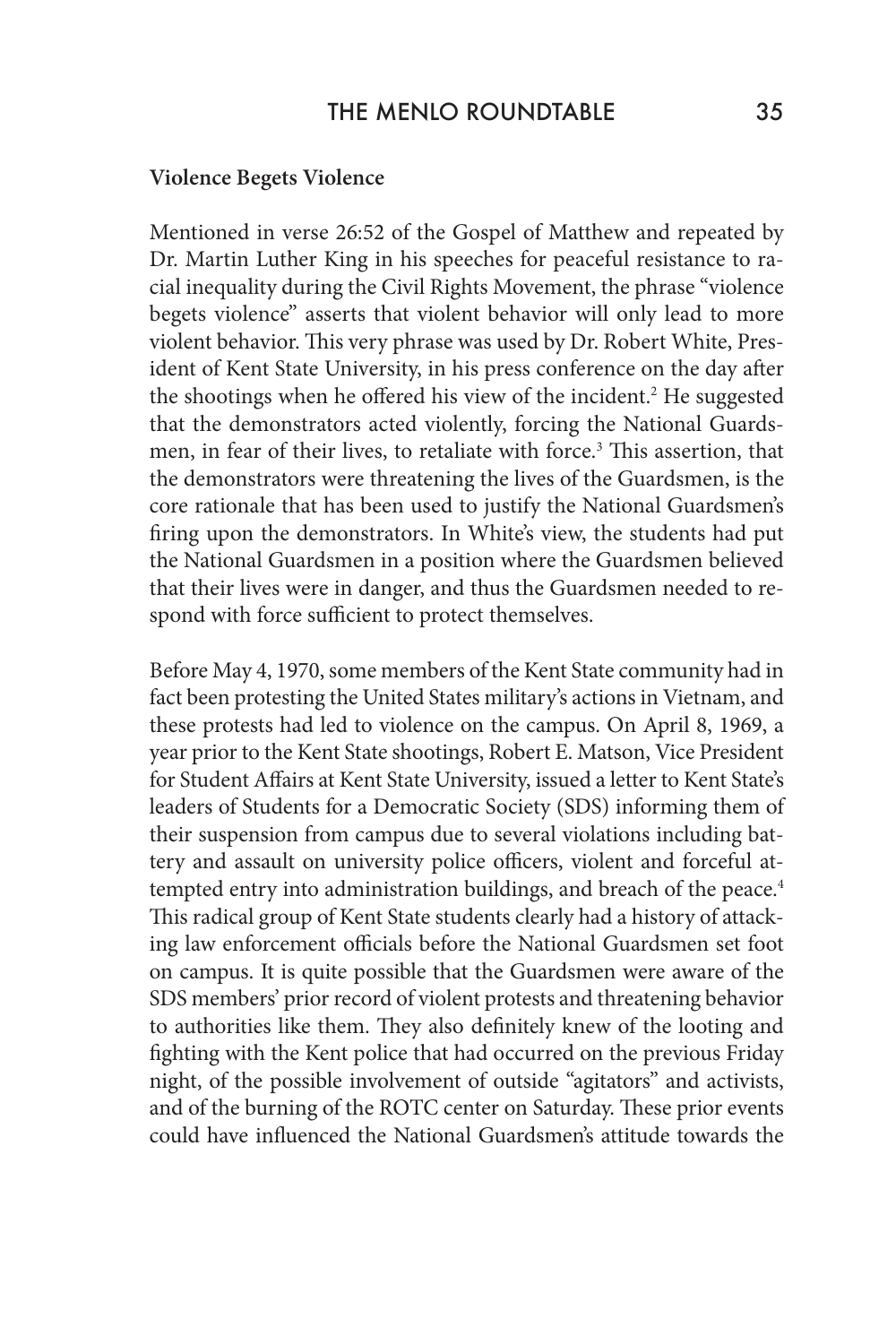**Violence Begets Violence**

Mentioned in verse 26:52 of the Gospel of Matthew and repeated by Dr. Martin Luther King in his speeches for peaceful resistance to racial inequality during the Civil Rights Movement, the phrase "violence begets violence" asserts that violent behavior will only lead to more violent behavior. This very phrase was used by Dr. Robert White, President of Kent State University, in his press conference on the day after the shootings when he offered his view of the incident.[2] He suggested that the demonstrators acted violently, forcing the National Guardsmen, in fear of their lives, to retaliate with force.[3] This assertion, that the demonstrators were threatening the lives of the Guardsmen, is the core rationale that has been used to justify the National Guardsmen's firing upon the demonstrators. In White's view, the students had put the National Guardsmen in a position where the Guardsmen believed that their lives were in danger, and thus the Guardsmen needed to respond with force sufficient to protect themselves.

Before May 4, 1970, some members of the Kent State community had in fact been protesting the United States military's actions in Vietnam, and these protests had led to violence on the campus. On April 8, 1969, a year prior to the Kent State shootings, Robert E. Matson, Vice President for Student Affairs at Kent State University, issued a letter to Kent State's leaders of Students for a Democratic Society (SDS) informing them of their suspension from campus due to several violations including battery and assault on university police officers, violent and forceful attempted entry into administration buildings, and breach of the peace.[4] This radical group of Kent State students clearly had a history of attacking law enforcement officials before the National Guardsmen set foot on campus. It is quite possible that the Guardsmen were aware of the SDS members' prior record of violent protests and threatening behavior to authorities like them. They also definitely knew of the looting and fighting with the Kent police that had occurred on the previous Friday night, of the possible involvement of outside "agitators" and activists, and of the burning of the ROTC center on Saturday. These prior events could have influenced the National Guardsmen's attitude towards the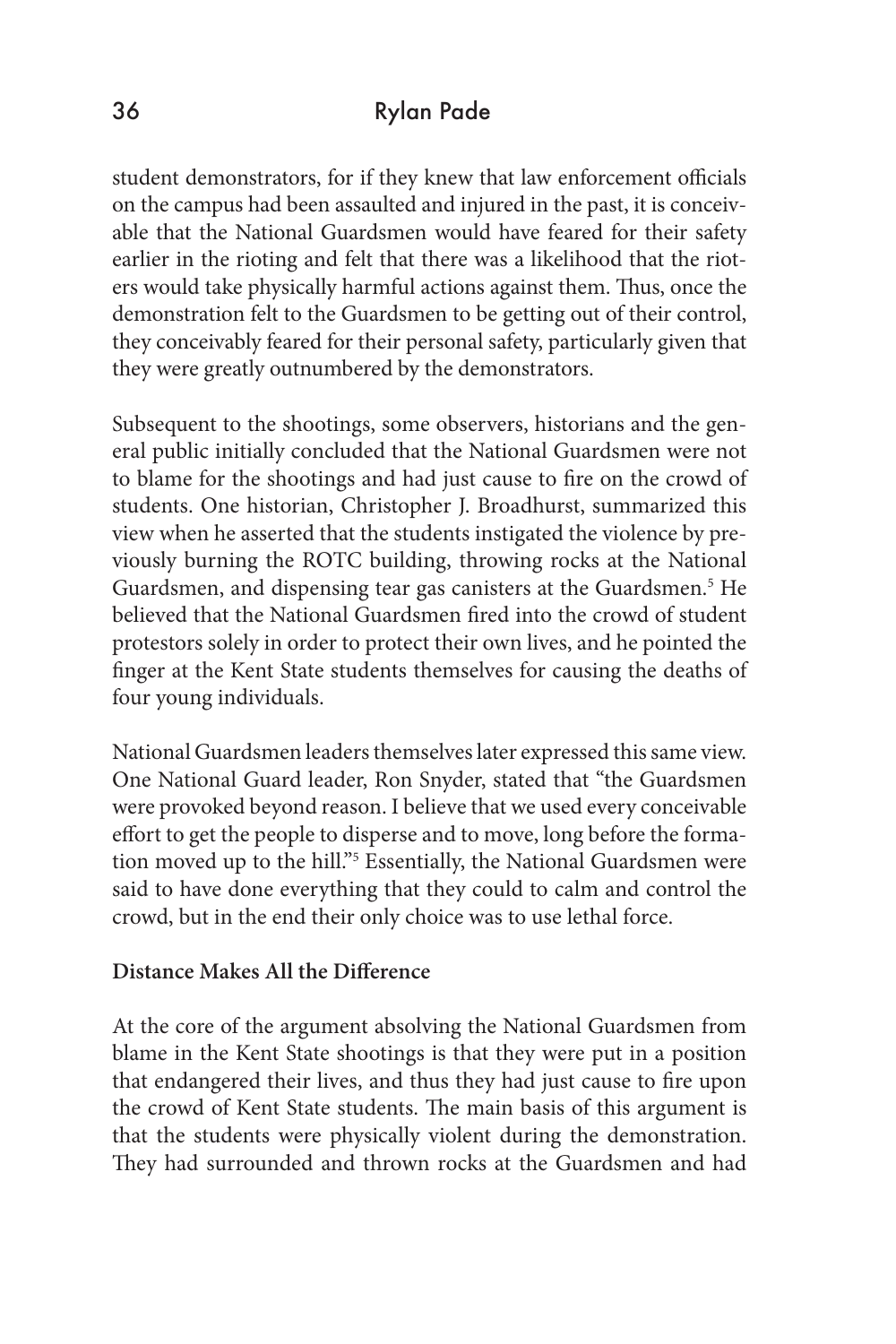student demonstrators, for if they knew that law enforcement officials on the campus had been assaulted and injured in the past, it is conceivable that the National Guardsmen would have feared for their safety earlier in the rioting and felt that there was a likelihood that the rioters would take physically harmful actions against them. Thus, once the demonstration felt to the Guardsmen to be getting out of their control, they conceivably feared for their personal safety, particularly given that they were greatly outnumbered by the demonstrators.

Subsequent to the shootings, some observers, historians and the general public initially concluded that the National Guardsmen were not to blame for the shootings and had just cause to fire on the crowd of students. One historian, Christopher J. Broadhurst, summarized this view when he asserted that the students instigated the violence by previously burning the ROTC building, throwing rocks at the National Guardsmen, and dispensing tear gas canisters at the Guardsmen.[5] He believed that the National Guardsmen fired into the crowd of student protestors solely in order to protect their own lives, and he pointed the finger at the Kent State students themselves for causing the deaths of four young individuals.

National Guardsmen leaders themselves later expressed this same view. One National Guard leader, Ron Snyder, stated that "the Guardsmen were provoked beyond reason. I believe that we used every conceivable effort to get the people to disperse and to move, long before the formation moved up to the hill."[5] Essentially, the National Guardsmen were said to have done everything that they could to calm and control the crowd, but in the end their only choice was to use lethal force.

**Distance Makes All the Difference**

At the core of the argument absolving the National Guardsmen from blame in the Kent State shootings is that they were put in a position that endangered their lives, and thus they had just cause to fire upon the crowd of Kent State students. The main basis of this argument is that the students were physically violent during the demonstration. They had surrounded and thrown rocks at the Guardsmen and had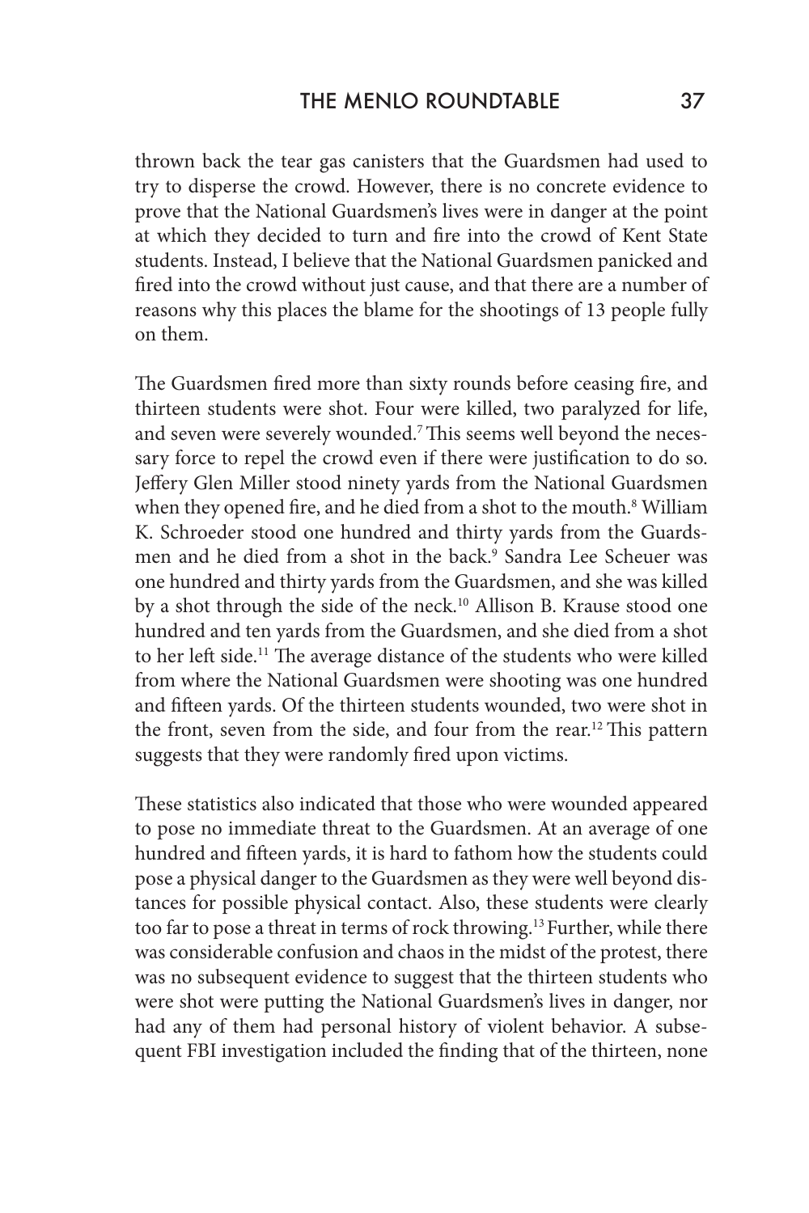thrown back the tear gas canisters that the Guardsmen had used to try to disperse the crowd. However, there is no concrete evidence to prove that the National Guardsmen's lives were in danger at the point at which they decided to turn and fire into the crowd of Kent State students. Instead, I believe that the National Guardsmen panicked and fired into the crowd without just cause, and that there are a number of reasons why this places the blame for the shootings of 13 people fully on them.

The Guardsmen fired more than sixty rounds before ceasing fire, and thirteen students were shot. Four were killed, two paralyzed for life, and seven were severely wounded.[7] This seems well beyond the necessary force to repel the crowd even if there were justification to do so. Jeffery Glen Miller stood ninety yards from the National Guardsmen when they opened fire, and he died from a shot to the mouth.[8] William K. Schroeder stood one hundred and thirty yards from the Guardsmen and he died from a shot in the back.[9] Sandra Lee Scheuer was one hundred and thirty yards from the Guardsmen, and she was killed by a shot through the side of the neck.[10] Allison B. Krause stood one hundred and ten yards from the Guardsmen, and she died from a shot to her left side.[11] The average distance of the students who were killed from where the National Guardsmen were shooting was one hundred and fifteen yards. Of the thirteen students wounded, two were shot in the front, seven from the side, and four from the rear.[12] This pattern suggests that they were randomly fired upon victims.

These statistics also indicated that those who were wounded appeared to pose no immediate threat to the Guardsmen. At an average of one hundred and fifteen yards, it is hard to fathom how the students could pose a physical danger to the Guardsmen as they were well beyond distances for possible physical contact. Also, these students were clearly too far to pose a threat in terms of rock throwing.[13] Further, while there was considerable confusion and chaos in the midst of the protest, there was no subsequent evidence to suggest that the thirteen students who were shot were putting the National Guardsmen's lives in danger, nor had any of them had personal history of violent behavior. A subsequent FBI investigation included the finding that of the thirteen, none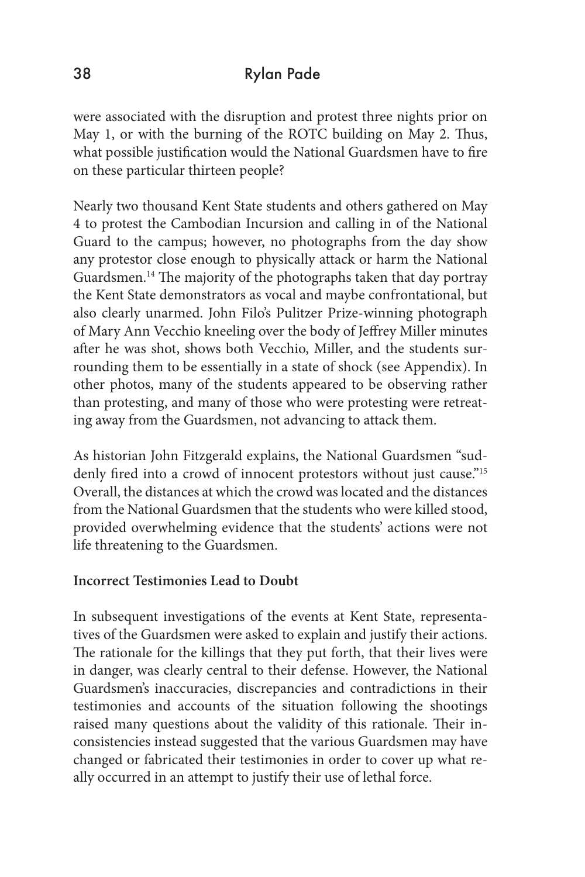were associated with the disruption and protest three nights prior on May 1, or with the burning of the ROTC building on May 2. Thus, what possible justification would the National Guardsmen have to fire on these particular thirteen people?

Nearly two thousand Kent State students and others gathered on May 4 to protest the Cambodian Incursion and calling in of the National Guard to the campus; however, no photographs from the day show any protestor close enough to physically attack or harm the National Guardsmen.[14] The majority of the photographs taken that day portray the Kent State demonstrators as vocal and maybe confrontational, but also clearly unarmed. John Filo's Pulitzer Prize-winning photograph of Mary Ann Vecchio kneeling over the body of Jeffrey Miller minutes after he was shot, shows both Vecchio, Miller, and the students surrounding them to be essentially in a state of shock (see Appendix). In other photos, many of the students appeared to be observing rather than protesting, and many of those who were protesting were retreating away from the Guardsmen, not advancing to attack them.

As historian John Fitzgerald explains, the National Guardsmen "suddenly fired into a crowd of innocent protestors without just cause."[15] Overall, the distances at which the crowd was located and the distances from the National Guardsmen that the students who were killed stood, provided overwhelming evidence that the students' actions were not life threatening to the Guardsmen.

**Incorrect Testimonies Lead to Doubt**

In subsequent investigations of the events at Kent State, representatives of the Guardsmen were asked to explain and justify their actions. The rationale for the killings that they put forth, that their lives were in danger, was clearly central to their defense. However, the National Guardsmen's inaccuracies, discrepancies and contradictions in their testimonies and accounts of the situation following the shootings raised many questions about the validity of this rationale. Their inconsistencies instead suggested that the various Guardsmen may have changed or fabricated their testimonies in order to cover up what really occurred in an attempt to justify their use of lethal force.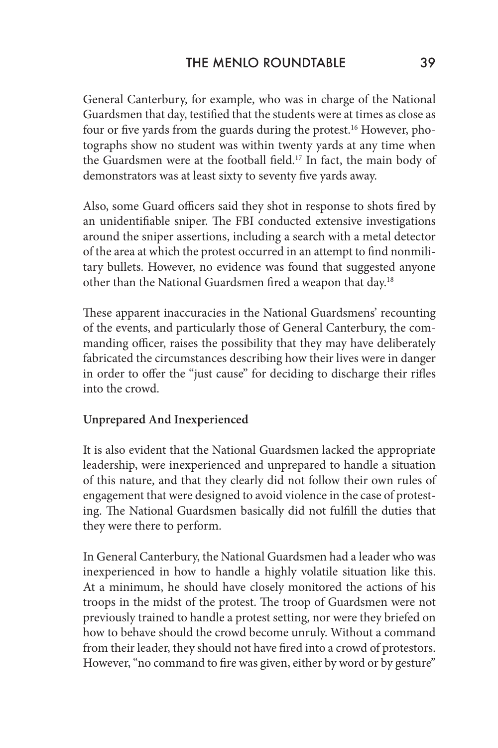General Canterbury, for example, who was in charge of the National Guardsmen that day, testified that the students were at times as close as four or five yards from the guards during the protest.[16] However, photographs show no student was within twenty yards at any time when the Guardsmen were at the football field.[17] In fact, the main body of demonstrators was at least sixty to seventy five yards away.

Also, some Guard officers said they shot in response to shots fired by an unidentifiable sniper. The FBI conducted extensive investigations around the sniper assertions, including a search with a metal detector of the area at which the protest occurred in an attempt to find nonmilitary bullets. However, no evidence was found that suggested anyone other than the National Guardsmen fired a weapon that day.[18]

These apparent inaccuracies in the National Guardsmens' recounting of the events, and particularly those of General Canterbury, the commanding officer, raises the possibility that they may have deliberately fabricated the circumstances describing how their lives were in danger in order to offer the "just cause" for deciding to discharge their rifles into the crowd.

**Unprepared And Inexperienced**

It is also evident that the National Guardsmen lacked the appropriate leadership, were inexperienced and unprepared to handle a situation of this nature, and that they clearly did not follow their own rules of engagement that were designed to avoid violence in the case of protesting. The National Guardsmen basically did not fulfill the duties that they were there to perform.

In General Canterbury, the National Guardsmen had a leader who was inexperienced in how to handle a highly volatile situation like this. At a minimum, he should have closely monitored the actions of his troops in the midst of the protest. The troop of Guardsmen were not previously trained to handle a protest setting, nor were they briefed on how to behave should the crowd become unruly. Without a command from their leader, they should not have fired into a crowd of protestors. However, "no command to fire was given, either by word or by gesture"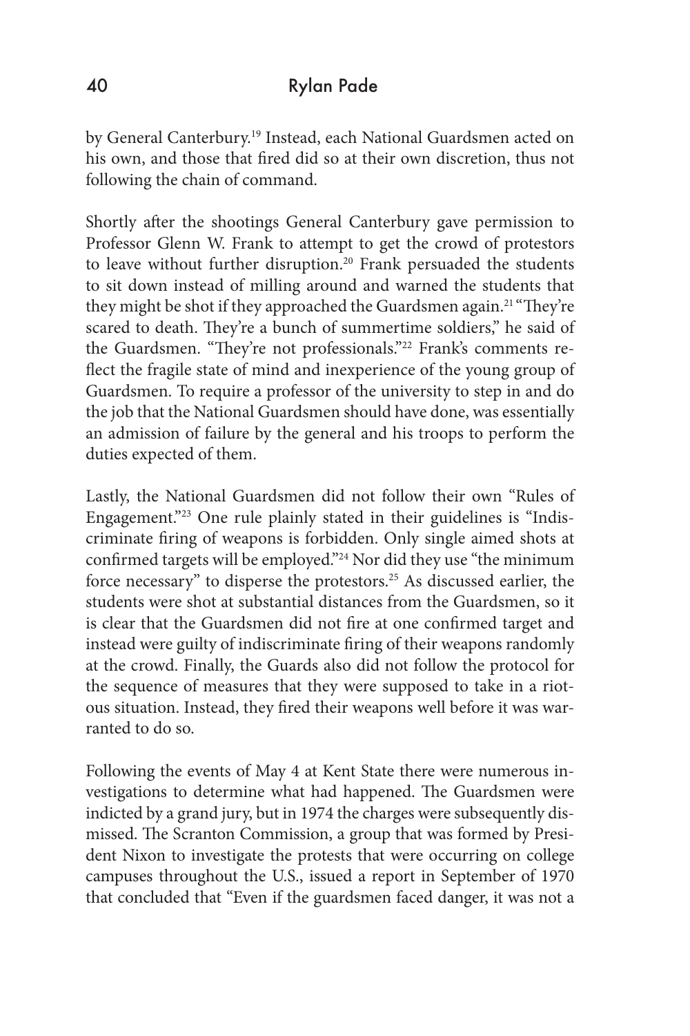by General Canterbury.[19] Instead, each National Guardsmen acted on his own, and those that fired did so at their own discretion, thus not following the chain of command.

Shortly after the shootings General Canterbury gave permission to Professor Glenn W. Frank to attempt to get the crowd of protestors to leave without further disruption.[20] Frank persuaded the students to sit down instead of milling around and warned the students that they might be shot if they approached the Guardsmen again.[21] "They're scared to death. They're a bunch of summertime soldiers," he said of the Guardsmen. "They're not professionals."[22] Frank's comments reflect the fragile state of mind and inexperience of the young group of Guardsmen. To require a professor of the university to step in and do the job that the National Guardsmen should have done, was essentially an admission of failure by the general and his troops to perform the duties expected of them.

Lastly, the National Guardsmen did not follow their own "Rules of Engagement."[23] One rule plainly stated in their guidelines is "Indiscriminate firing of weapons is forbidden. Only single aimed shots at confirmed targets will be employed."[24] Nor did they use "the minimum force necessary" to disperse the protestors.[25] As discussed earlier, the students were shot at substantial distances from the Guardsmen, so it is clear that the Guardsmen did not fire at one confirmed target and instead were guilty of indiscriminate firing of their weapons randomly at the crowd. Finally, the Guards also did not follow the protocol for the sequence of measures that they were supposed to take in a riotous situation. Instead, they fired their weapons well before it was warranted to do so.

Following the events of May 4 at Kent State there were numerous investigations to determine what had happened. The Guardsmen were indicted by a grand jury, but in 1974 the charges were subsequently dismissed. The Scranton Commission, a group that was formed by President Nixon to investigate the protests that were occurring on college campuses throughout the U.S., issued a report in September of 1970 that concluded that "Even if the guardsmen faced danger, it was not a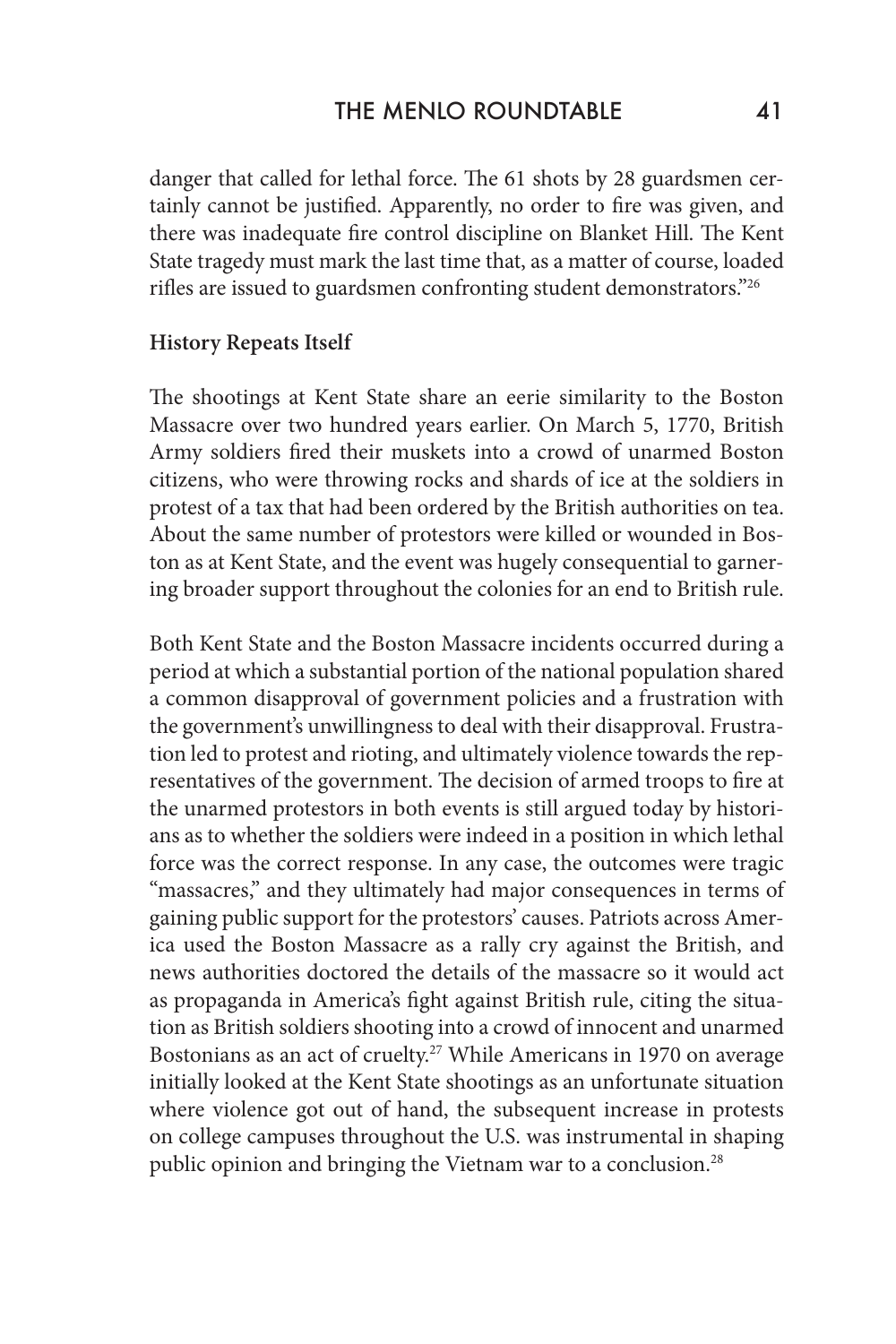danger that called for lethal force. The 61 shots by 28 guardsmen certainly cannot be justified. Apparently, no order to fire was given, and there was inadequate fire control discipline on Blanket Hill. The Kent State tragedy must mark the last time that, as a matter of course, loaded rifles are issued to guardsmen confronting student demonstrators."[26]

**History Repeats Itself**

The shootings at Kent State share an eerie similarity to the Boston Massacre over two hundred years earlier. On March 5, 1770, British Army soldiers fired their muskets into a crowd of unarmed Boston citizens, who were throwing rocks and shards of ice at the soldiers in protest of a tax that had been ordered by the British authorities on tea. About the same number of protestors were killed or wounded in Boston as at Kent State, and the event was hugely consequential to garnering broader support throughout the colonies for an end to British rule.

Both Kent State and the Boston Massacre incidents occurred during a period at which a substantial portion of the national population shared a common disapproval of government policies and a frustration with the government's unwillingness to deal with their disapproval. Frustration led to protest and rioting, and ultimately violence towards the representatives of the government. The decision of armed troops to fire at the unarmed protestors in both events is still argued today by historians as to whether the soldiers were indeed in a position in which lethal force was the correct response. In any case, the outcomes were tragic "massacres," and they ultimately had major consequences in terms of gaining public support for the protestors' causes. Patriots across America used the Boston Massacre as a rally cry against the British, and news authorities doctored the details of the massacre so it would act as propaganda in America's fight against British rule, citing the situation as British soldiers shooting into a crowd of innocent and unarmed Bostonians as an act of cruelty.[27] While Americans in 1970 on average initially looked at the Kent State shootings as an unfortunate situation where violence got out of hand, the subsequent increase in protests on college campuses throughout the U.S. was instrumental in shaping public opinion and bringing the Vietnam war to a conclusion.[28]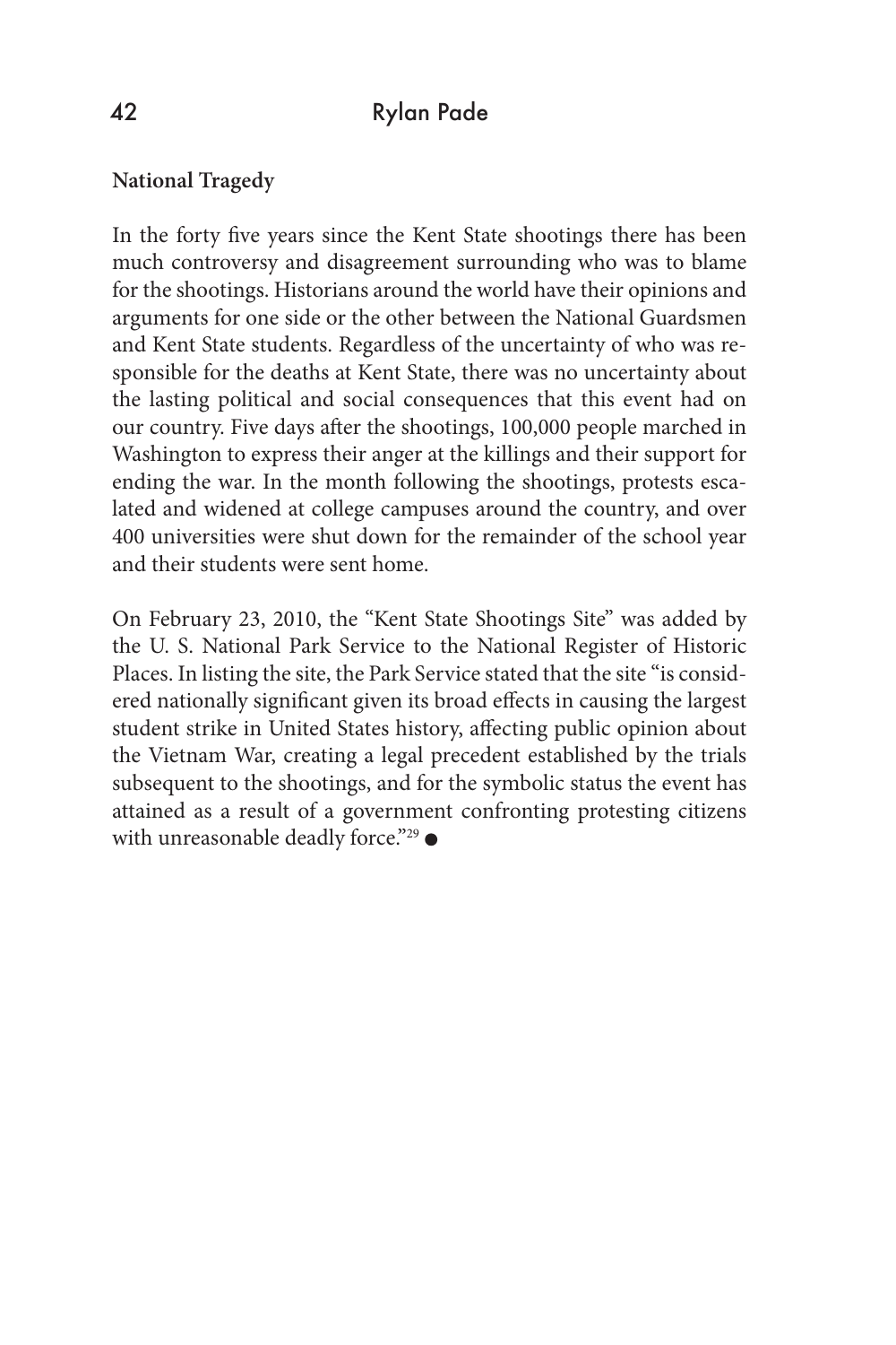**National Tragedy**

In the forty five years since the Kent State shootings there has been much controversy and disagreement surrounding who was to blame for the shootings. Historians around the world have their opinions and arguments for one side or the other between the National Guardsmen and Kent State students. Regardless of the uncertainty of who was responsible for the deaths at Kent State, there was no uncertainty about the lasting political and social consequences that this event had on our country. Five days after the shootings, 100,000 people marched in Washington to express their anger at the killings and their support for ending the war. In the month following the shootings, protests escalated and widened at college campuses around the country, and over 400 universities were shut down for the remainder of the school year and their students were sent home.

On February 23, 2010, the "Kent State Shootings Site" was added by the U. S. National Park Service to the National Register of Historic Places. In listing the site, the Park Service stated that the site "is considered nationally significant given its broad effects in causing the largest student strike in United States history, affecting public opinion about the Vietnam War, creating a legal precedent established by the trials subsequent to the shootings, and for the symbolic status the event has attained as a result of a government confronting protesting citizens with unreasonable deadly force."[29] ●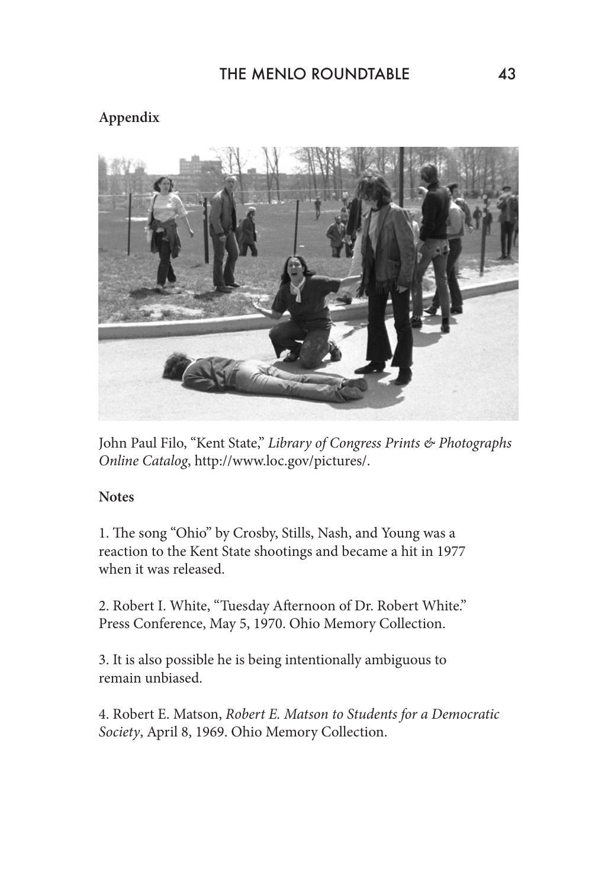**Appendix**

John Paul Filo, "Kent State," *Library of Congress Prints & Photographs Online Catalog*, http://www.loc.gov/pictures/.

**Notes**

1. The song "Ohio" by Crosby, Stills, Nash, and Young was a reaction to the Kent State shootings and became a hit in 1977 when it was released.

2. Robert I. White, "Tuesday Afternoon of Dr. Robert White." Press Conference, May 5, 1970. Ohio Memory Collection.

3. It is also possible he is being intentionally ambiguous to remain unbiased.

4. Robert E. Matson, *Robert E. Matson to Students for a Democratic Society*, April 8, 1969. Ohio Memory Collection.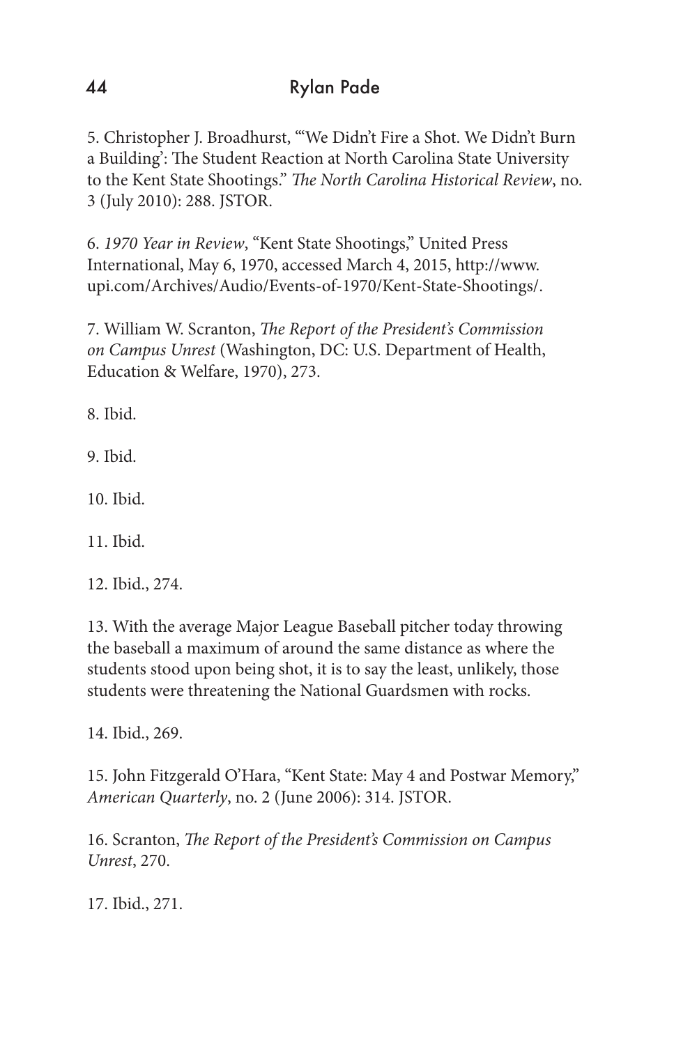5. Christopher J. Broadhurst, "'We Didn't Fire a Shot. We Didn't Burn a Building': The Student Reaction at North Carolina State University to the Kent State Shootings." *The North Carolina Historical Review*, no. 3 (July 2010): 288. JSTOR.

6. *1970 Year in Review*, "Kent State Shootings," United Press International, May 6, 1970, accessed March 4, 2015, http://www.upi.com/Archives/Audio/Events-of-1970/Kent-State-Shootings/.

7. William W. Scranton, *The Report of the President's Commission on Campus Unrest* (Washington, DC: U.S. Department of Health, Education & Welfare, 1970), 273.

8. Ibid.

9. Ibid.

10. Ibid.

11. Ibid.

12. Ibid., 274.

13. With the average Major League Baseball pitcher today throwing the baseball a maximum of around the same distance as where the students stood upon being shot, it is to say the least, unlikely, those students were threatening the National Guardsmen with rocks.

14. Ibid., 269.

15. John Fitzgerald O'Hara, "Kent State: May 4 and Postwar Memory," *American Quarterly*, no. 2 (June 2006): 314. JSTOR.

16. Scranton, *The Report of the President's Commission on Campus Unrest*, 270.

17. Ibid., 271.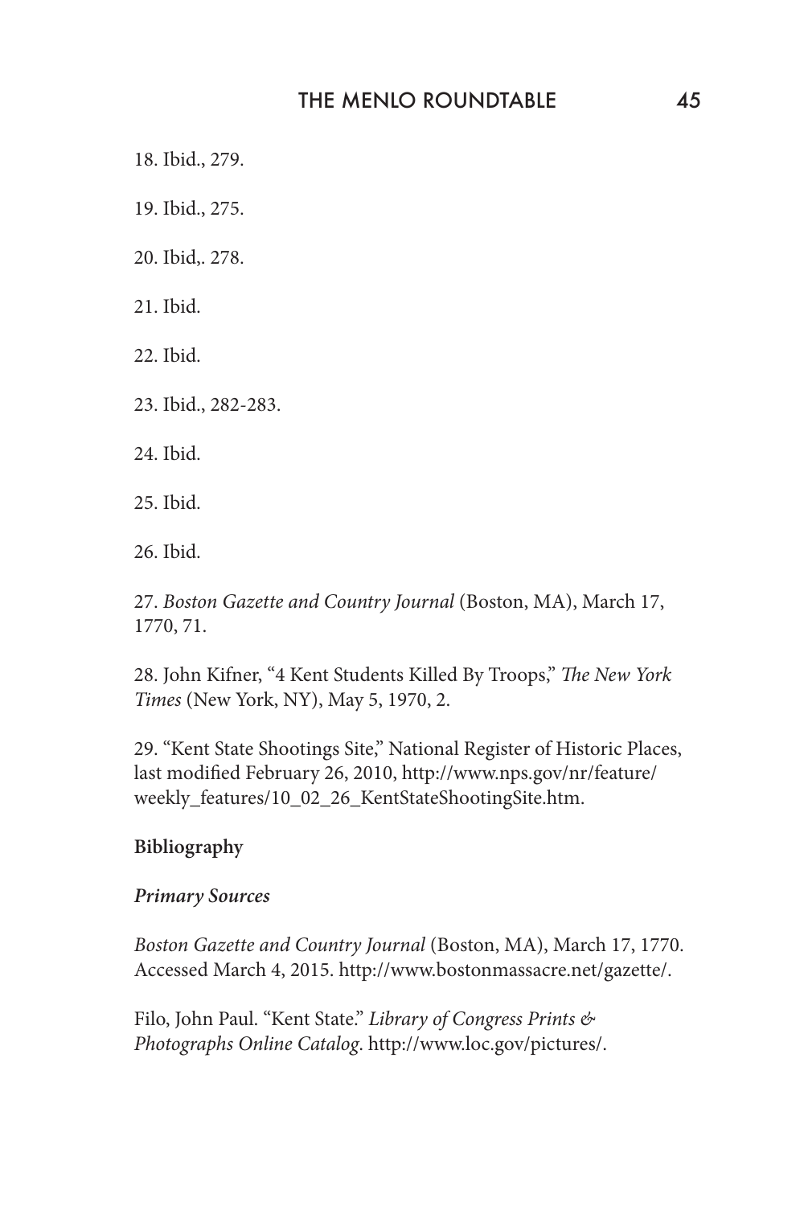18. Ibid., 279.

19. Ibid., 275.

20. Ibid,. 278.

21. Ibid.

22. Ibid.

23. Ibid., 282-283.

24. Ibid.

25. Ibid.

26. Ibid.

27. *Boston Gazette and Country Journal* (Boston, MA), March 17, 1770, 71.

28. John Kifner, "4 Kent Students Killed By Troops," *The New York Times* (New York, NY), May 5, 1970, 2.

29. "Kent State Shootings Site," National Register of Historic Places, last modified February 26, 2010, http://www.nps.gov/nr/feature/weekly_features/10_02_26_KentStateShootingSite.htm.

**Bibliography**

***Primary Sources***

*Boston Gazette and Country Journal* (Boston, MA), March 17, 1770. Accessed March 4, 2015. http://www.bostonmassacre.net/gazette/.

Filo, John Paul. "Kent State." *Library of Congress Prints & Photographs Online Catalog*. http://www.loc.gov/pictures/.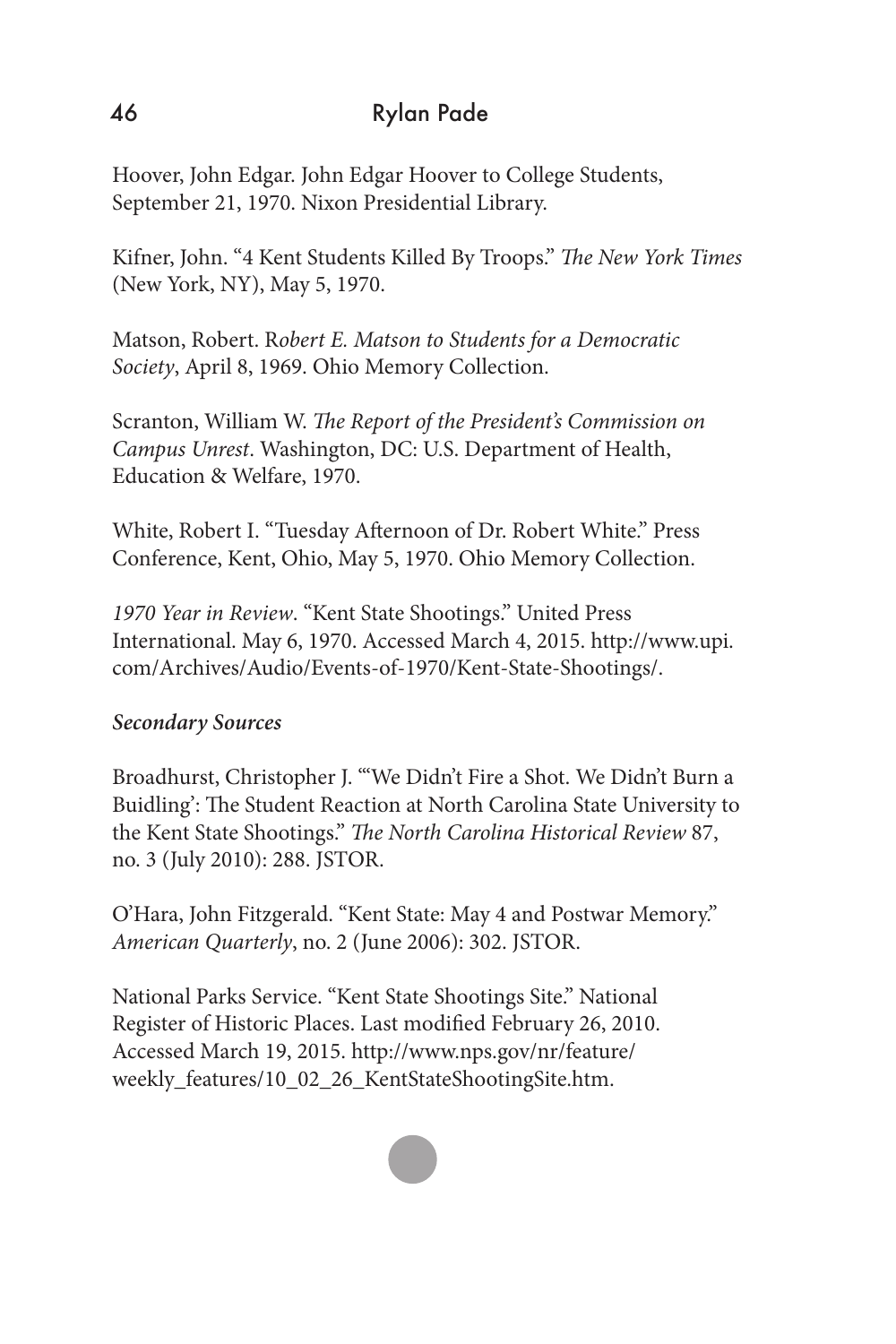Hoover, John Edgar. John Edgar Hoover to College Students, September 21, 1970. Nixon Presidential Library.

Kifner, John. "4 Kent Students Killed By Troops." *The New York Times* (New York, NY), May 5, 1970.

Matson, Robert. R*obert E. Matson to Students for a Democratic Society*, April 8, 1969. Ohio Memory Collection.

Scranton, William W. *The Report of the President's Commission on Campus Unrest*. Washington, DC: U.S. Department of Health, Education & Welfare, 1970.

White, Robert I. "Tuesday Afternoon of Dr. Robert White." Press Conference, Kent, Ohio, May 5, 1970. Ohio Memory Collection.

*1970 Year in Review*. "Kent State Shootings." United Press International. May 6, 1970. Accessed March 4, 2015. http://www.upi.com/Archives/Audio/Events-of-1970/Kent-State-Shootings/.

***Secondary Sources***

Broadhurst, Christopher J. "'We Didn't Fire a Shot. We Didn't Burn a Buidling': The Student Reaction at North Carolina State University to the Kent State Shootings." *The North Carolina Historical Review* 87, no. 3 (July 2010): 288. JSTOR.

O'Hara, John Fitzgerald. "Kent State: May 4 and Postwar Memory." *American Quarterly*, no. 2 (June 2006): 302. JSTOR.

National Parks Service. "Kent State Shootings Site." National Register of Historic Places. Last modified February 26, 2010. Accessed March 19, 2015. http://www.nps.gov/nr/feature/weekly_features/10_02_26_KentStateShootingSite.htm.